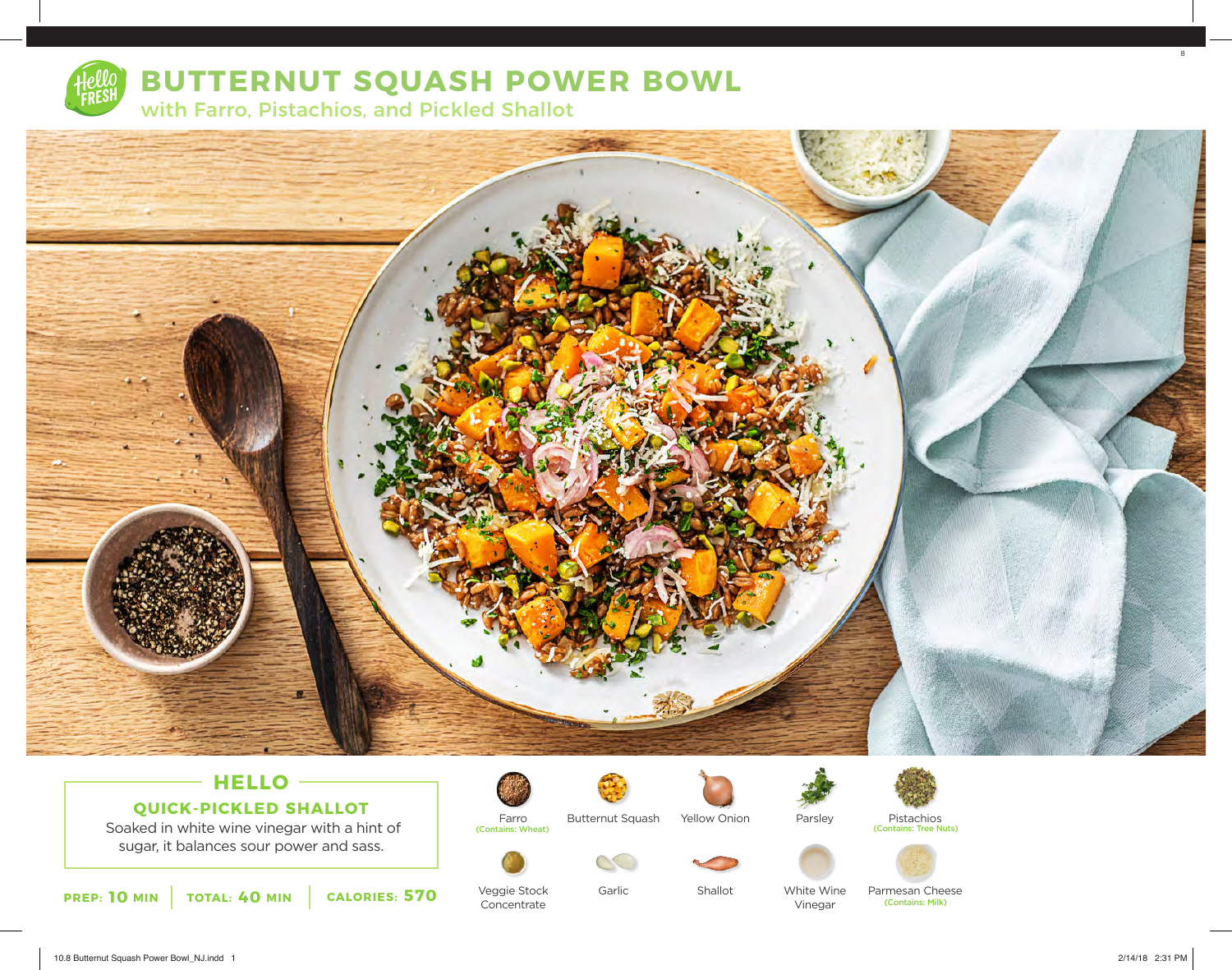# BUTTERNUT SQUASH POWER BOWL

## with Farro, Pistachios, and Pickled Shallot

## HELLO

### QUICK-PICKLED SHALLOT

Soaked in white wine vinegar with a hint of sugar, it balances sour power and sass.

**PREP: 10 MIN** | **TOTAL: 40 MIN** | **CALORIES: 570**

- Farro (Contains: Wheat)
- Butternut Squash
- Yellow Onion
- Parsley
- Pistachios (Contains: Tree Nuts)
- Veggie Stock Concentrate
- Garlic
- Shallot
- White Wine Vinegar
- Parmesan Cheese (Contains: Milk)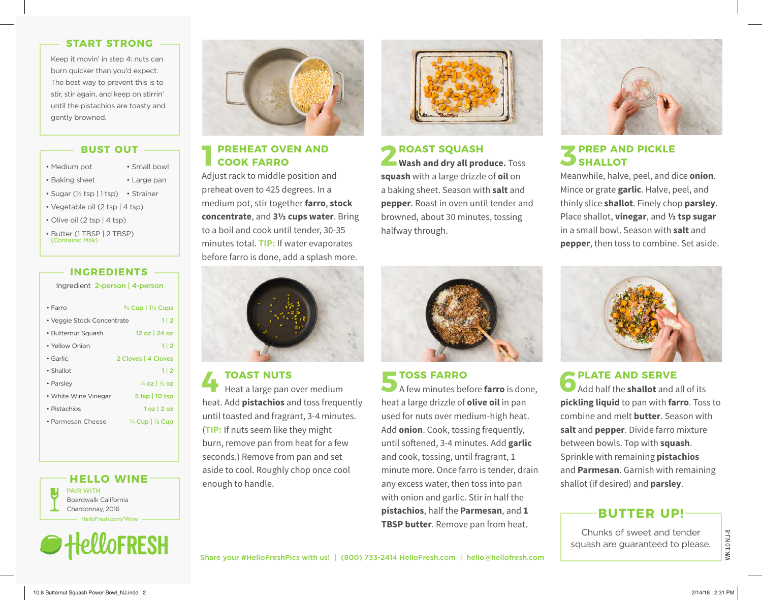## START STRONG

Keep it movin' in step 4: nuts can burn quicker than you'd expect. The best way to prevent this is to stir, stir again, and keep on stirrin' until the pistachios are toasty and gently browned.

## BUST OUT

- Medium pot
- Small bowl
- Baking sheet
- Large pan
- Sugar (½ tsp | 1 tsp)
- Strainer
- Vegetable oil (2 tsp | 4 tsp)
- Olive oil (2 tsp | 4 tsp)
- Butter (1 TBSP | 2 TBSP) (Contains: Milk)

## INGREDIENTS

| Ingredient | 2-person \| 4-person |
|---|---|
| Farro | ¾ Cup \| 1½ Cups |
| Veggie Stock Concentrate | 1 \| 2 |
| Butternut Squash | 12 oz \| 24 oz |
| Yellow Onion | 1 \| 2 |
| Garlic | 2 Cloves \| 4 Cloves |
| Shallot | 1 \| 2 |
| Parsley | ¼ oz \| ½ oz |
| White Wine Vinegar | 5 tsp \| 10 tsp |
| Pistachios | 1 oz \| 2 oz |
| Parmesan Cheese | ¼ Cup \| ½ Cup |

## HELLO WINE

PAIR WITH
Boardwalk California Chardonnay, 2016

HelloFresh.com/Wine

HelloFRESH

## 1 PREHEAT OVEN AND COOK FARRO

Adjust rack to middle position and preheat oven to 425 degrees. In a medium pot, stir together **farro**, **stock concentrate**, and **3½ cups water**. Bring to a boil and cook until tender, 30-35 minutes total. **TIP:** If water evaporates before farro is done, add a splash more.

## 2 ROAST SQUASH

**Wash and dry all produce.** Toss **squash** with a large drizzle of **oil** on a baking sheet. Season with **salt** and **pepper**. Roast in oven until tender and browned, about 30 minutes, tossing halfway through.

## 3 PREP AND PICKLE SHALLOT

Meanwhile, halve, peel, and dice **onion**. Mince or grate **garlic**. Halve, peel, and thinly slice **shallot**. Finely chop **parsley**. Place shallot, **vinegar**, and **½ tsp sugar** in a small bowl. Season with **salt** and **pepper**, then toss to combine. Set aside.

## 4 TOAST NUTS

Heat a large pan over medium heat. Add **pistachios** and toss frequently until toasted and fragrant, 3-4 minutes. (**TIP:** If nuts seem like they might burn, remove pan from heat for a few seconds.) Remove from pan and set aside to cool. Roughly chop once cool enough to handle.

## 5 TOSS FARRO

A few minutes before **farro** is done, heat a large drizzle of **olive oil** in pan used for nuts over medium-high heat. Add **onion**. Cook, tossing frequently, until softened, 3-4 minutes. Add **garlic** and cook, tossing, until fragrant, 1 minute more. Once farro is tender, drain any excess water, then toss into pan with onion and garlic. Stir in half the **pistachios**, half the **Parmesan**, and **1 TBSP butter**. Remove pan from heat.

## 6 PLATE AND SERVE

Add half the **shallot** and all of its **pickling liquid** to pan with **farro**. Toss to combine and melt **butter**. Season with **salt** and **pepper**. Divide farro mixture between bowls. Top with **squash**. Sprinkle with remaining **pistachios** and **Parmesan**. Garnish with remaining shallot (if desired) and **parsley**.

## BUTTER UP!

Chunks of sweet and tender squash are guaranteed to please.

Share your #HelloFreshPics with us! | (800) 733-2414 HelloFresh.com | hello@hellofresh.com

WK 10 NJ-8